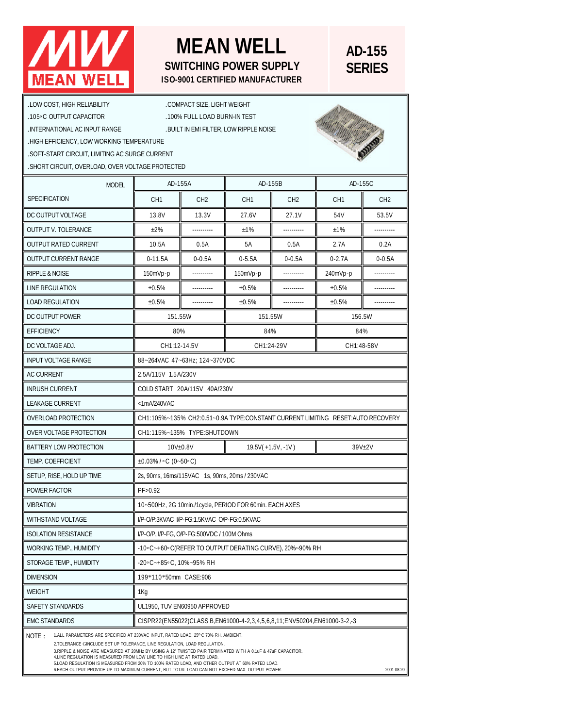# MEAN WELL

## SWITCHING POWER SUPPLY

### ISO-9001 CERTIFIED MANUFACTURER

## AD-155 SERIES

- .LOW COST, HIGH RELIABILITY
- .COMPACT SIZE, LIGHT WEIGHT
- .105°C OUTPUT CAPACITOR
- .100% FULL LOAD BURN-IN TEST
- .INTERNATIONAL AC INPUT RANGE
- .BUILT IN EMI FILTER, LOW RIPPLE NOISE
- .HIGH EFFICIENCY, LOW WORKING TEMPERATURE
- .SOFT-START CIRCUIT, LIMITING AC SURGE CURRENT
- .SHORT CIRCUIT, OVERLOAD, OVER VOLTAGE PROTECTED

| MODEL | AD-155A | | AD-155B | | AD-155C | |
|---|---|---|---|---|---|---|
| SPECIFICATION | CH1 | CH2 | CH1 | CH2 | CH1 | CH2 |
| DC OUTPUT VOLTAGE | 13.8V | 13.3V | 27.6V | 27.1V | 54V | 53.5V |
| OUTPUT V. TOLERANCE | ±2% | ---------- | ±1% | ---------- | ±1% | ---------- |
| OUTPUT RATED CURRENT | 10.5A | 0.5A | 5A | 0.5A | 2.7A | 0.2A |
| OUTPUT CURRENT RANGE | 0-11.5A | 0-0.5A | 0-5.5A | 0-0.5A | 0-2.7A | 0-0.5A |
| RIPPLE & NOISE | 150mVp-p | ---------- | 150mVp-p | ---------- | 240mVp-p | ---------- |
| LINE REGULATION | ±0.5% | ---------- | ±0.5% | ---------- | ±0.5% | ---------- |
| LOAD REGULATION | ±0.5% | ---------- | ±0.5% | ---------- | ±0.5% | ---------- |
| DC OUTPUT POWER | 151.55W | | 151.55W | | 156.5W | |
| EFFICIENCY | 80% | | 84% | | 84% | |
| DC VOLTAGE ADJ. | CH1:12-14.5V | | CH1:24-29V | | CH1:48-58V | |
| INPUT VOLTAGE RANGE | 88~264VAC 47~63Hz; 124~370VDC | | | | | |
| AC CURRENT | 2.5A/115V 1.5A/230V | | | | | |
| INRUSH CURRENT | COLD START 20A/115V 40A/230V | | | | | |
| LEAKAGE CURRENT | <1mA/240VAC | | | | | |
| OVERLOAD PROTECTION | CH1:105%~135% CH2:0.51~0.9A TYPE:CONSTANT CURRENT LIMITING RESET:AUTO RECOVERY | | | | | |
| OVER VOLTAGE PROTECTION | CH1:115%~135% TYPE:SHUTDOWN | | | | | |
| BATTERY LOW PROTECTION | 10V±0.8V | | 19.5V( +1.5V, -1V ) | | 39V±2V | |
| TEMP. COEFFICIENT | ±0.03% / °C (0~50°C) | | | | | |
| SETUP, RISE, HOLD UP TIME | 2s, 90ms, 16ms/115VAC 1s, 90ms, 20ms / 230VAC | | | | | |
| POWER FACTOR | PF>0.92 | | | | | |
| VIBRATION | 10~500Hz, 2G 10min./1cycle, PERIOD FOR 60min. EACH AXES | | | | | |
| WITHSTAND VOLTAGE | I/P-O/P:3KVAC I/P-FG:1.5KVAC O/P-FG:0.5KVAC | | | | | |
| ISOLATION RESISTANCE | I/P-O/P, I/P-FG, O/P-FG:500VDC / 100M Ohms | | | | | |
| WORKING TEMP., HUMIDITY | -10°C~+60°C(REFER TO OUTPUT DERATING CURVE), 20%~90% RH | | | | | |
| STORAGE TEMP., HUMIDITY | -20°C~+85°C, 10%~95% RH | | | | | |
| DIMENSION | 199*110*50mm CASE:906 | | | | | |
| WEIGHT | 1Kg | | | | | |
| SAFETY STANDARDS | UL1950, TUV EN60950 APPROVED | | | | | |
| EMC STANDARDS | CISPR22(EN55022)CLASS B,EN61000-4-2,3,4,5,6,8,11;ENV50204,EN61000-3-2,-3 | | | | | |

NOTE :

1. ALL PARAMETERS ARE SPECIFIED AT 230VAC INPUT, RATED LOAD, 25°C 70% RH. AMBIENT.
2. TOLERANCE :INCLUDE SET UP TOLERANCE, LINE REGULATION, LOAD REGULATION.
3. RIPPLE & NOISE ARE MEASURED AT 20MHz BY USING A 12" TWISTED PAIR TERMINATED WITH A 0.1uF & 47uF CAPACITOR.
4. LINE REGULATION IS MEASURED FROM LOW LINE TO HIGH LINE AT RATED LOAD.
5. LOAD REGULATION IS MEASURED FROM 20% TO 100% RATED LOAD, AND OTHER OUTPUT AT 60% RATED LOAD.
6. EACH OUTPUT PROVIDE UP TO MAXIMUM CURRENT, BUT TOTAL LOAD CAN NOT EXCEED MAX. OUTPUT POWER.

2001-08-20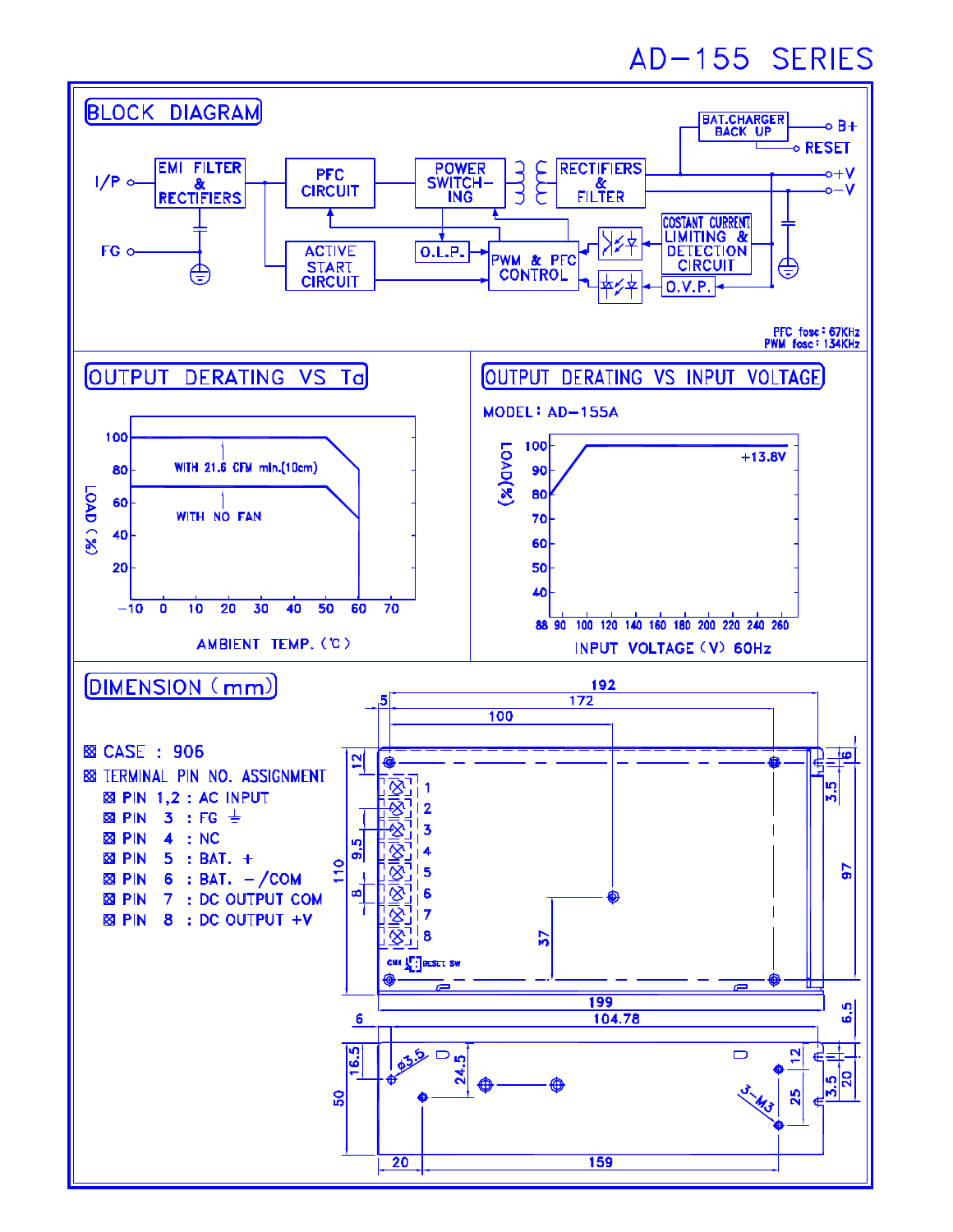# AD-155 SERIES

## BLOCK DIAGRAM

I/P

FG

EMI FILTER & RECTIFIERS

PFC CIRCUIT

POWER SWITCHING

RECTIFIERS & FILTER

BAT.CHARGER BACK UP

B+

RESET

+V

-V

ACTIVE START CIRCUIT

O.L.P.

PWM & PFC CONTROL

COSTANT CURRENT LIMITING & DETECTION CIRCUIT

O.V.P.

PFC fosc : 67KHz
PWM fosc : 134KHz

## OUTPUT DERATING VS Ta

LOAD (%)

100, 80, 60, 40, 20

WITH 21.6 CFM min.(10cm)

WITH NO FAN

-10, 0, 10, 20, 30, 40, 50, 60, 70

AMBIENT TEMP. (℃)

## OUTPUT DERATING VS INPUT VOLTAGE

MODEL : AD-155A

LOAD(%)

100, 90, 80, 70, 60, 50, 40

+13.8V

88, 90, 100, 120, 140, 160, 180, 200, 220, 240, 260

INPUT VOLTAGE (V) 60Hz

## DIMENSION (mm)

- CASE : 906
- TERMINAL PIN NO. ASSIGNMENT
  - PIN 1,2 : AC INPUT
  - PIN 3 : FG ⏚
  - PIN 4 : NC
  - PIN 5 : BAT. +
  - PIN 6 : BAT. -/COM
  - PIN 7 : DC OUTPUT COM
  - PIN 8 : DC OUTPUT +V

192, 172, 100, 5, 12, 6, 3.5, 9.5, 8, 110, 97, 37, 199, 104.78, 6, 6.5, 16.5, φ3.5, 24.5, 50, 12, 25, 3-M3, 3.5, 20, 20, 159

CN1, RESET SW